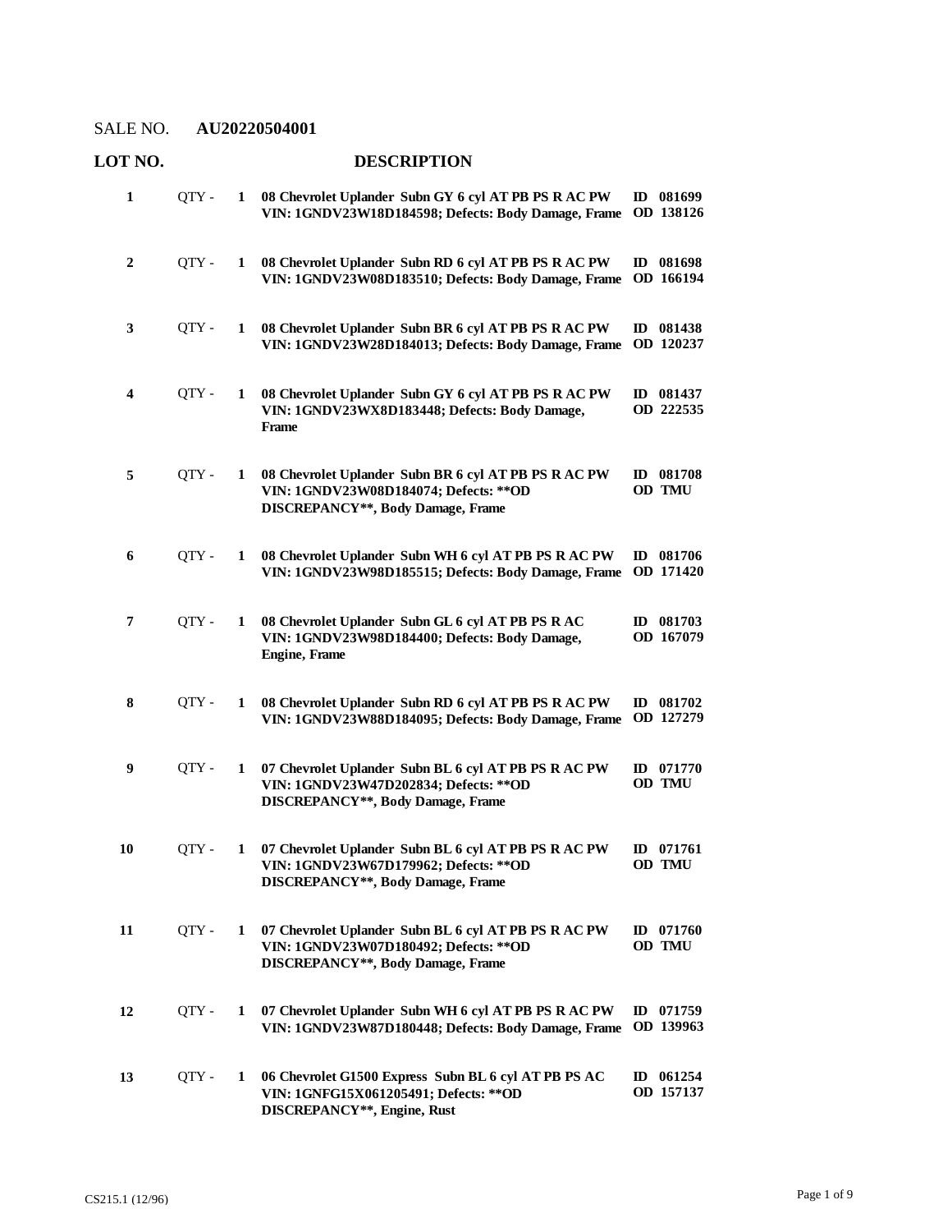SALE NO. **AU20220504001**

| LOT NO. | | | DESCRIPTION | |
|---|---|---|---|---|
| **1** | QTY - | **1** | **08 Chevrolet Uplander Subn GY 6 cyl AT PB PS R AC PW VIN: 1GNDV23W18D184598; Defects: Body Damage, Frame** | **ID 081699 OD 138126** |
| **2** | QTY - | **1** | **08 Chevrolet Uplander Subn RD 6 cyl AT PB PS R AC PW VIN: 1GNDV23W08D183510; Defects: Body Damage, Frame** | **ID 081698 OD 166194** |
| **3** | QTY - | **1** | **08 Chevrolet Uplander Subn BR 6 cyl AT PB PS R AC PW VIN: 1GNDV23W28D184013; Defects: Body Damage, Frame** | **ID 081438 OD 120237** |
| **4** | QTY - | **1** | **08 Chevrolet Uplander Subn GY 6 cyl AT PB PS R AC PW VIN: 1GNDV23WX8D183448; Defects: Body Damage, Frame** | **ID 081437 OD 222535** |
| **5** | QTY - | **1** | **08 Chevrolet Uplander Subn BR 6 cyl AT PB PS R AC PW VIN: 1GNDV23W08D184074; Defects: \*\*OD DISCREPANCY\*\*, Body Damage, Frame** | **ID 081708 OD TMU** |
| **6** | QTY - | **1** | **08 Chevrolet Uplander Subn WH 6 cyl AT PB PS R AC PW VIN: 1GNDV23W98D185515; Defects: Body Damage, Frame** | **ID 081706 OD 171420** |
| **7** | QTY - | **1** | **08 Chevrolet Uplander Subn GL 6 cyl AT PB PS R AC VIN: 1GNDV23W98D184400; Defects: Body Damage, Engine, Frame** | **ID 081703 OD 167079** |
| **8** | QTY - | **1** | **08 Chevrolet Uplander Subn RD 6 cyl AT PB PS R AC PW VIN: 1GNDV23W88D184095; Defects: Body Damage, Frame** | **ID 081702 OD 127279** |
| **9** | QTY - | **1** | **07 Chevrolet Uplander Subn BL 6 cyl AT PB PS R AC PW VIN: 1GNDV23W47D202834; Defects: \*\*OD DISCREPANCY\*\*, Body Damage, Frame** | **ID 071770 OD TMU** |
| **10** | QTY - | **1** | **07 Chevrolet Uplander Subn BL 6 cyl AT PB PS R AC PW VIN: 1GNDV23W67D179962; Defects: \*\*OD DISCREPANCY\*\*, Body Damage, Frame** | **ID 071761 OD TMU** |
| **11** | QTY - | **1** | **07 Chevrolet Uplander Subn BL 6 cyl AT PB PS R AC PW VIN: 1GNDV23W07D180492; Defects: \*\*OD DISCREPANCY\*\*, Body Damage, Frame** | **ID 071760 OD TMU** |
| **12** | QTY - | **1** | **07 Chevrolet Uplander Subn WH 6 cyl AT PB PS R AC PW VIN: 1GNDV23W87D180448; Defects: Body Damage, Frame** | **ID 071759 OD 139963** |
| **13** | QTY - | **1** | **06 Chevrolet G1500 Express Subn BL 6 cyl AT PB PS AC VIN: 1GNFG15X061205491; Defects: \*\*OD DISCREPANCY\*\*, Engine, Rust** | **ID 061254 OD 157137** |

CS215.1 (12/96)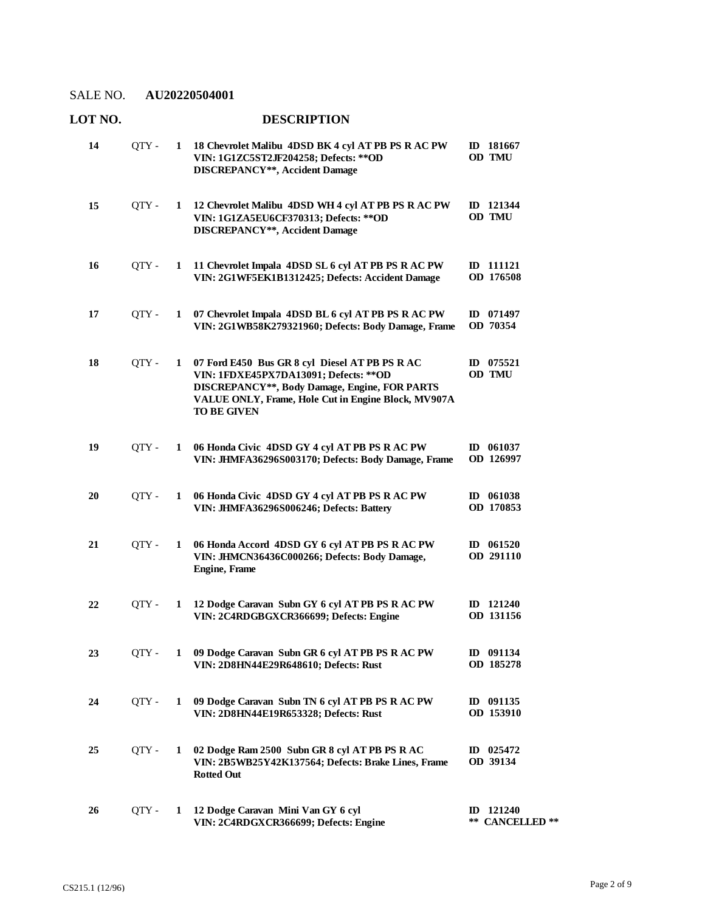SALE NO. **AU20220504001**

| LOT NO. | | | DESCRIPTION | |
|---|---|---|---|---|
| 14 | QTY - | 1 | **18 Chevrolet Malibu 4DSD BK 4 cyl AT PB PS R AC PW VIN: 1G1ZC5ST2JF204258; Defects: **OD DISCREPANCY**, Accident Damage** | **ID 181667 OD TMU** |
| 15 | QTY - | 1 | **12 Chevrolet Malibu 4DSD WH 4 cyl AT PB PS R AC PW VIN: 1G1ZA5EU6CF370313; Defects: **OD DISCREPANCY**, Accident Damage** | **ID 121344 OD TMU** |
| 16 | QTY - | 1 | **11 Chevrolet Impala 4DSD SL 6 cyl AT PB PS R AC PW VIN: 2G1WF5EK1B1312425; Defects: Accident Damage** | **ID 111121 OD 176508** |
| 17 | QTY - | 1 | **07 Chevrolet Impala 4DSD BL 6 cyl AT PB PS R AC PW VIN: 2G1WB58K279321960; Defects: Body Damage, Frame** | **ID 071497 OD 70354** |
| 18 | QTY - | 1 | **07 Ford E450 Bus GR 8 cyl Diesel AT PB PS R AC VIN: 1FDXE45PX7DA13091; Defects: **OD DISCREPANCY**, Body Damage, Engine, FOR PARTS VALUE ONLY, Frame, Hole Cut in Engine Block, MV907A TO BE GIVEN** | **ID 075521 OD TMU** |
| 19 | QTY - | 1 | **06 Honda Civic 4DSD GY 4 cyl AT PB PS R AC PW VIN: JHMFA36296S003170; Defects: Body Damage, Frame** | **ID 061037 OD 126997** |
| 20 | QTY - | 1 | **06 Honda Civic 4DSD GY 4 cyl AT PB PS R AC PW VIN: JHMFA36296S006246; Defects: Battery** | **ID 061038 OD 170853** |
| 21 | QTY - | 1 | **06 Honda Accord 4DSD GY 6 cyl AT PB PS R AC PW VIN: JHMCN36436C000266; Defects: Body Damage, Engine, Frame** | **ID 061520 OD 291110** |
| 22 | QTY - | 1 | **12 Dodge Caravan Subn GY 6 cyl AT PB PS R AC PW VIN: 2C4RDGBGXCR366699; Defects: Engine** | **ID 121240 OD 131156** |
| 23 | QTY - | 1 | **09 Dodge Caravan Subn GR 6 cyl AT PB PS R AC PW VIN: 2D8HN44E29R648610; Defects: Rust** | **ID 091134 OD 185278** |
| 24 | QTY - | 1 | **09 Dodge Caravan Subn TN 6 cyl AT PB PS R AC PW VIN: 2D8HN44E19R653328; Defects: Rust** | **ID 091135 OD 153910** |
| 25 | QTY - | 1 | **02 Dodge Ram 2500 Subn GR 8 cyl AT PB PS R AC VIN: 2B5WB25Y42K137564; Defects: Brake Lines, Frame Rotted Out** | **ID 025472 OD 39134** |
| 26 | QTY - | 1 | **12 Dodge Caravan Mini Van GY 6 cyl VIN: 2C4RDGXCR366699; Defects: Engine** | **ID 121240 ** CANCELLED **** |

CS215.1 (12/96)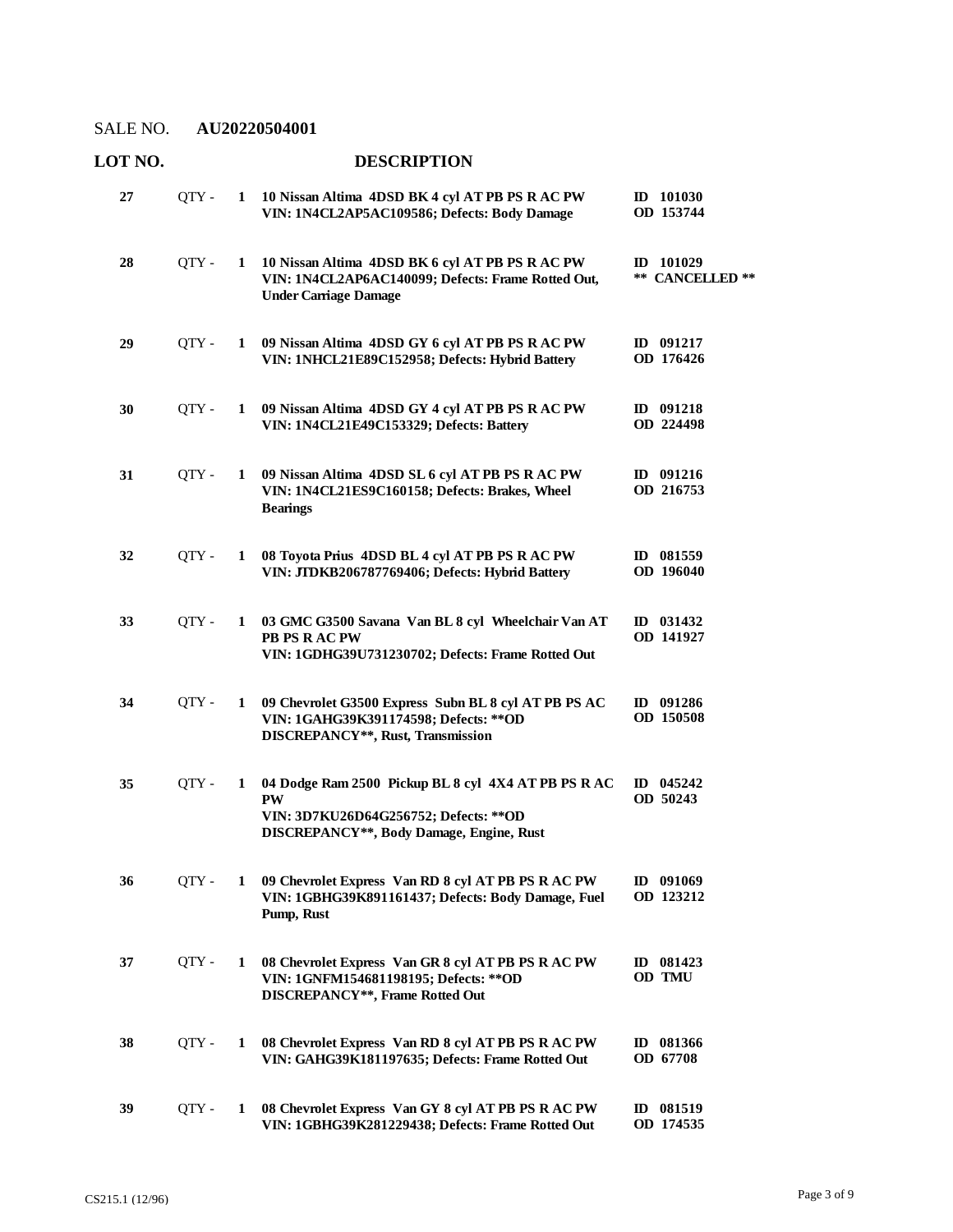SALE NO. **AU20220504001**

| LOT NO. | | DESCRIPTION | |
|---|---|---|---|
| **27** | QTY - **1** | **10 Nissan Altima 4DSD BK 4 cyl AT PB PS R AC PW VIN: 1N4CL2AP5AC109586; Defects: Body Damage** | **ID 101030 OD 153744** |
| **28** | QTY - **1** | **10 Nissan Altima 4DSD BK 6 cyl AT PB PS R AC PW VIN: 1N4CL2AP6AC140099; Defects: Frame Rotted Out, Under Carriage Damage** | **ID 101029 ** CANCELLED **** |
| **29** | QTY - **1** | **09 Nissan Altima 4DSD GY 6 cyl AT PB PS R AC PW VIN: 1NHCL21E89C152958; Defects: Hybrid Battery** | **ID 091217 OD 176426** |
| **30** | QTY - **1** | **09 Nissan Altima 4DSD GY 4 cyl AT PB PS R AC PW VIN: 1N4CL21E49C153329; Defects: Battery** | **ID 091218 OD 224498** |
| **31** | QTY - **1** | **09 Nissan Altima 4DSD SL 6 cyl AT PB PS R AC PW VIN: 1N4CL21ES9C160158; Defects: Brakes, Wheel Bearings** | **ID 091216 OD 216753** |
| **32** | QTY - **1** | **08 Toyota Prius 4DSD BL 4 cyl AT PB PS R AC PW VIN: JTDKB206787769406; Defects: Hybrid Battery** | **ID 081559 OD 196040** |
| **33** | QTY - **1** | **03 GMC G3500 Savana Van BL 8 cyl Wheelchair Van AT PB PS R AC PW VIN: 1GDHG39U731230702; Defects: Frame Rotted Out** | **ID 031432 OD 141927** |
| **34** | QTY - **1** | **09 Chevrolet G3500 Express Subn BL 8 cyl AT PB PS AC VIN: 1GAHG39K391174598; Defects: **OD DISCREPANCY**, Rust, Transmission** | **ID 091286 OD 150508** |
| **35** | QTY - **1** | **04 Dodge Ram 2500 Pickup BL 8 cyl 4X4 AT PB PS R AC PW VIN: 3D7KU26D64G256752; Defects: **OD DISCREPANCY**, Body Damage, Engine, Rust** | **ID 045242 OD 50243** |
| **36** | QTY - **1** | **09 Chevrolet Express Van RD 8 cyl AT PB PS R AC PW VIN: 1GBHG39K891161437; Defects: Body Damage, Fuel Pump, Rust** | **ID 091069 OD 123212** |
| **37** | QTY - **1** | **08 Chevrolet Express Van GR 8 cyl AT PB PS R AC PW VIN: 1GNFM154681198195; Defects: **OD DISCREPANCY**, Frame Rotted Out** | **ID 081423 OD TMU** |
| **38** | QTY - **1** | **08 Chevrolet Express Van RD 8 cyl AT PB PS R AC PW VIN: GAHG39K181197635; Defects: Frame Rotted Out** | **ID 081366 OD 67708** |
| **39** | QTY - **1** | **08 Chevrolet Express Van GY 8 cyl AT PB PS R AC PW VIN: 1GBHG39K281229438; Defects: Frame Rotted Out** | **ID 081519 OD 174535** |

CS215.1 (12/96)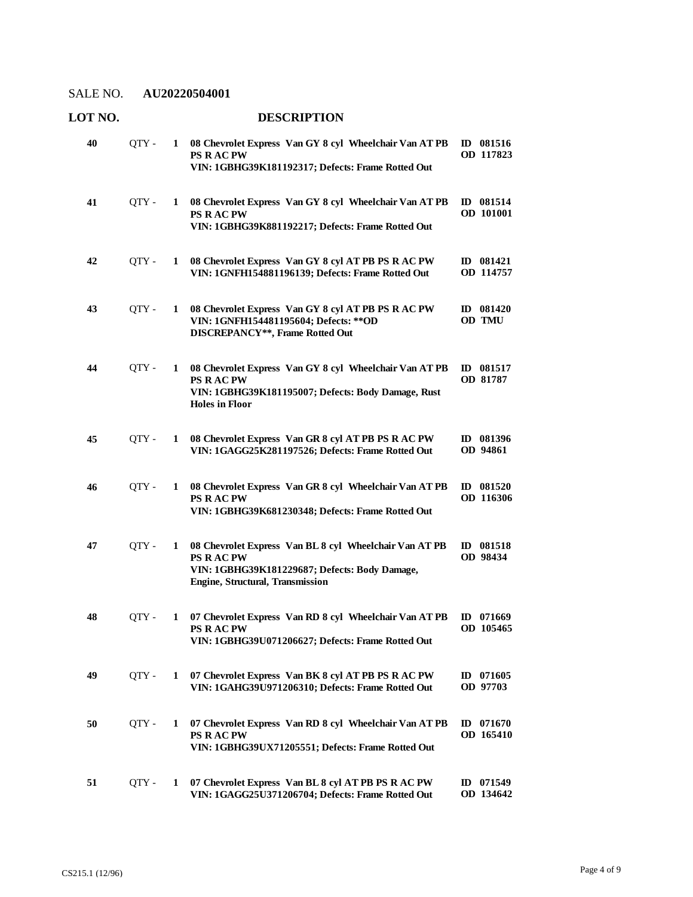SALE NO. **AU20220504001**

| LOT NO. | | | DESCRIPTION | |
|---|---|---|---|---|
| **40** | QTY - | **1** | **08 Chevrolet Express Van GY 8 cyl Wheelchair Van AT PB PS R AC PW**<br>**VIN: 1GBHG39K181192317; Defects: Frame Rotted Out** | **ID 081516**<br>**OD 117823** |
| **41** | QTY - | **1** | **08 Chevrolet Express Van GY 8 cyl Wheelchair Van AT PB PS R AC PW**<br>**VIN: 1GBHG39K881192217; Defects: Frame Rotted Out** | **ID 081514**<br>**OD 101001** |
| **42** | QTY - | **1** | **08 Chevrolet Express Van GY 8 cyl AT PB PS R AC PW**<br>**VIN: 1GNFH154881196139; Defects: Frame Rotted Out** | **ID 081421**<br>**OD 114757** |
| **43** | QTY - | **1** | **08 Chevrolet Express Van GY 8 cyl AT PB PS R AC PW**<br>**VIN: 1GNFH154481195604; Defects: **OD DISCREPANCY**, Frame Rotted Out** | **ID 081420**<br>**OD TMU** |
| **44** | QTY - | **1** | **08 Chevrolet Express Van GY 8 cyl Wheelchair Van AT PB PS R AC PW**<br>**VIN: 1GBHG39K181195007; Defects: Body Damage, Rust Holes in Floor** | **ID 081517**<br>**OD 81787** |
| **45** | QTY - | **1** | **08 Chevrolet Express Van GR 8 cyl AT PB PS R AC PW**<br>**VIN: 1GAGG25K281197526; Defects: Frame Rotted Out** | **ID 081396**<br>**OD 94861** |
| **46** | QTY - | **1** | **08 Chevrolet Express Van GR 8 cyl Wheelchair Van AT PB PS R AC PW**<br>**VIN: 1GBHG39K681230348; Defects: Frame Rotted Out** | **ID 081520**<br>**OD 116306** |
| **47** | QTY - | **1** | **08 Chevrolet Express Van BL 8 cyl Wheelchair Van AT PB PS R AC PW**<br>**VIN: 1GBHG39K181229687; Defects: Body Damage, Engine, Structural, Transmission** | **ID 081518**<br>**OD 98434** |
| **48** | QTY - | **1** | **07 Chevrolet Express Van RD 8 cyl Wheelchair Van AT PB PS R AC PW**<br>**VIN: 1GBHG39U071206627; Defects: Frame Rotted Out** | **ID 071669**<br>**OD 105465** |
| **49** | QTY - | **1** | **07 Chevrolet Express Van BK 8 cyl AT PB PS R AC PW**<br>**VIN: 1GAHG39U971206310; Defects: Frame Rotted Out** | **ID 071605**<br>**OD 97703** |
| **50** | QTY - | **1** | **07 Chevrolet Express Van RD 8 cyl Wheelchair Van AT PB PS R AC PW**<br>**VIN: 1GBHG39UX71205551; Defects: Frame Rotted Out** | **ID 071670**<br>**OD 165410** |
| **51** | QTY - | **1** | **07 Chevrolet Express Van BL 8 cyl AT PB PS R AC PW**<br>**VIN: 1GAGG25U371206704; Defects: Frame Rotted Out** | **ID 071549**<br>**OD 134642** |

CS215.1 (12/96)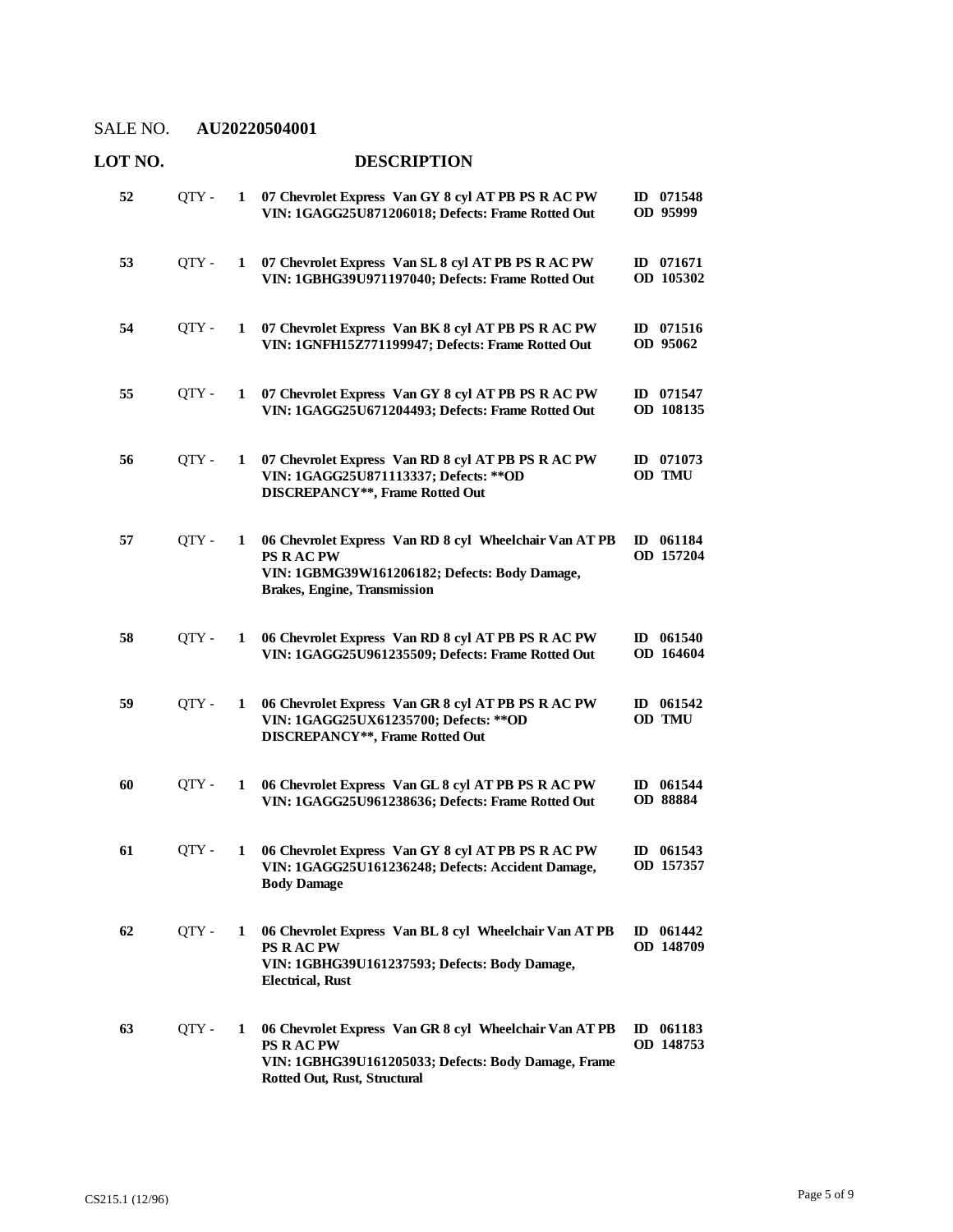SALE NO. **AU20220504001**

| LOT NO. | | | DESCRIPTION | |
|---|---|---|---|---|
| **52** | QTY - | **1** | **07 Chevrolet Express Van GY 8 cyl AT PB PS R AC PW VIN: 1GAGG25U871206018; Defects: Frame Rotted Out** | **ID 071548 OD 95999** |
| **53** | QTY - | **1** | **07 Chevrolet Express Van SL 8 cyl AT PB PS R AC PW VIN: 1GBHG39U971197040; Defects: Frame Rotted Out** | **ID 071671 OD 105302** |
| **54** | QTY - | **1** | **07 Chevrolet Express Van BK 8 cyl AT PB PS R AC PW VIN: 1GNFH15Z771199947; Defects: Frame Rotted Out** | **ID 071516 OD 95062** |
| **55** | QTY - | **1** | **07 Chevrolet Express Van GY 8 cyl AT PB PS R AC PW VIN: 1GAGG25U671204493; Defects: Frame Rotted Out** | **ID 071547 OD 108135** |
| **56** | QTY - | **1** | **07 Chevrolet Express Van RD 8 cyl AT PB PS R AC PW VIN: 1GAGG25U871113337; Defects: **OD DISCREPANCY**, Frame Rotted Out** | **ID 071073 OD TMU** |
| **57** | QTY - | **1** | **06 Chevrolet Express Van RD 8 cyl Wheelchair Van AT PB PS R AC PW VIN: 1GBMG39W161206182; Defects: Body Damage, Brakes, Engine, Transmission** | **ID 061184 OD 157204** |
| **58** | QTY - | **1** | **06 Chevrolet Express Van RD 8 cyl AT PB PS R AC PW VIN: 1GAGG25U961235509; Defects: Frame Rotted Out** | **ID 061540 OD 164604** |
| **59** | QTY - | **1** | **06 Chevrolet Express Van GR 8 cyl AT PB PS R AC PW VIN: 1GAGG25UX61235700; Defects: **OD DISCREPANCY**, Frame Rotted Out** | **ID 061542 OD TMU** |
| **60** | QTY - | **1** | **06 Chevrolet Express Van GL 8 cyl AT PB PS R AC PW VIN: 1GAGG25U961238636; Defects: Frame Rotted Out** | **ID 061544 OD 88884** |
| **61** | QTY - | **1** | **06 Chevrolet Express Van GY 8 cyl AT PB PS R AC PW VIN: 1GAGG25U161236248; Defects: Accident Damage, Body Damage** | **ID 061543 OD 157357** |
| **62** | QTY - | **1** | **06 Chevrolet Express Van BL 8 cyl Wheelchair Van AT PB PS R AC PW VIN: 1GBHG39U161237593; Defects: Body Damage, Electrical, Rust** | **ID 061442 OD 148709** |
| **63** | QTY - | **1** | **06 Chevrolet Express Van GR 8 cyl Wheelchair Van AT PB PS R AC PW VIN: 1GBHG39U161205033; Defects: Body Damage, Frame Rotted Out, Rust, Structural** | **ID 061183 OD 148753** |

CS215.1 (12/96)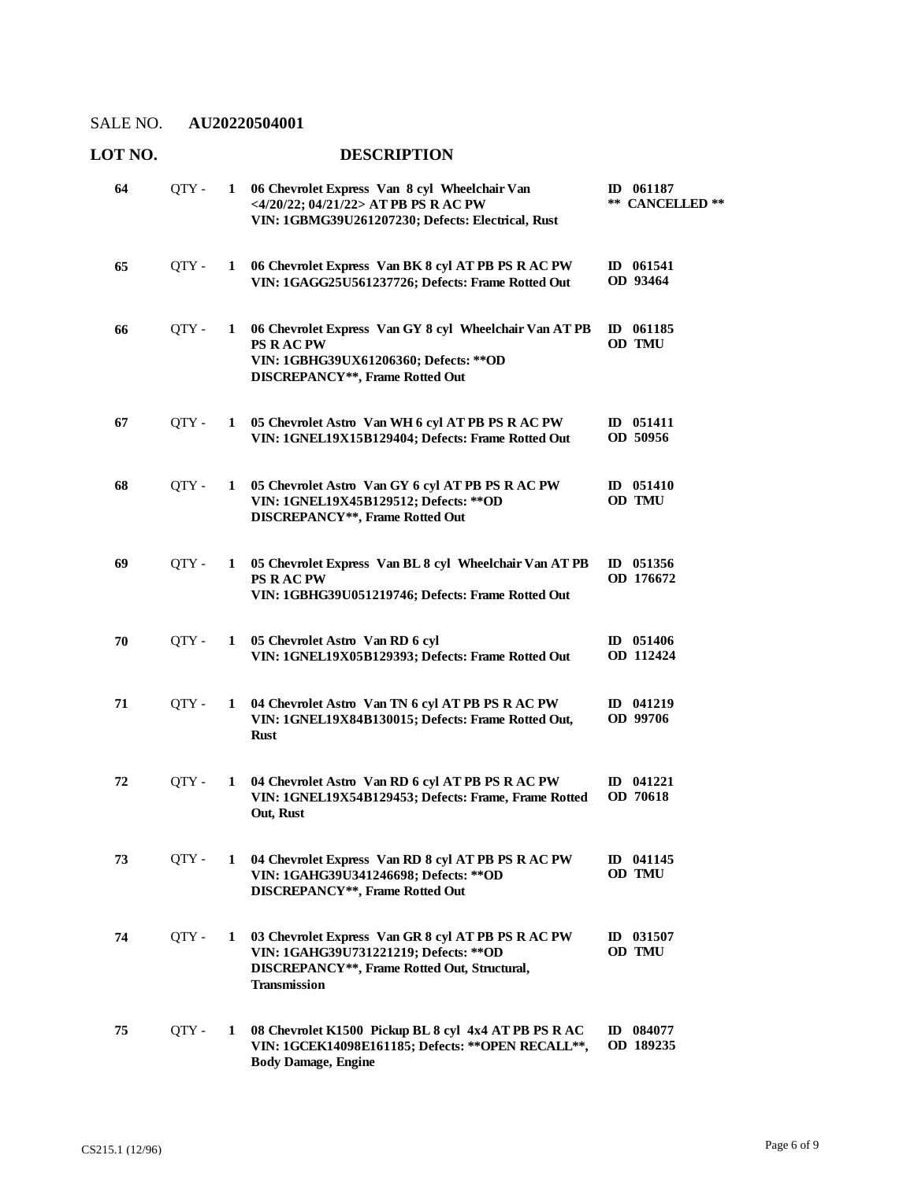SALE NO. **AU20220504001**

| LOT NO. | | | DESCRIPTION | |
|---|---|---|---|---|
| **64** | QTY - | **1** | **06 Chevrolet Express Van 8 cyl Wheelchair Van <4/20/22; 04/21/22> AT PB PS R AC PW VIN: 1GBMG39U261207230; Defects: Electrical, Rust** | **ID 061187 ** CANCELLED **** |
| **65** | QTY - | **1** | **06 Chevrolet Express Van BK 8 cyl AT PB PS R AC PW VIN: 1GAGG25U561237726; Defects: Frame Rotted Out** | **ID 061541 OD 93464** |
| **66** | QTY - | **1** | **06 Chevrolet Express Van GY 8 cyl Wheelchair Van AT PB PS R AC PW VIN: 1GBHG39UX61206360; Defects: **OD DISCREPANCY**, Frame Rotted Out** | **ID 061185 OD TMU** |
| **67** | QTY - | **1** | **05 Chevrolet Astro Van WH 6 cyl AT PB PS R AC PW VIN: 1GNEL19X15B129404; Defects: Frame Rotted Out** | **ID 051411 OD 50956** |
| **68** | QTY - | **1** | **05 Chevrolet Astro Van GY 6 cyl AT PB PS R AC PW VIN: 1GNEL19X45B129512; Defects: **OD DISCREPANCY**, Frame Rotted Out** | **ID 051410 OD TMU** |
| **69** | QTY - | **1** | **05 Chevrolet Express Van BL 8 cyl Wheelchair Van AT PB PS R AC PW VIN: 1GBHG39U051219746; Defects: Frame Rotted Out** | **ID 051356 OD 176672** |
| **70** | QTY - | **1** | **05 Chevrolet Astro Van RD 6 cyl VIN: 1GNEL19X05B129393; Defects: Frame Rotted Out** | **ID 051406 OD 112424** |
| **71** | QTY - | **1** | **04 Chevrolet Astro Van TN 6 cyl AT PB PS R AC PW VIN: 1GNEL19X84B130015; Defects: Frame Rotted Out, Rust** | **ID 041219 OD 99706** |
| **72** | QTY - | **1** | **04 Chevrolet Astro Van RD 6 cyl AT PB PS R AC PW VIN: 1GNEL19X54B129453; Defects: Frame, Frame Rotted Out, Rust** | **ID 041221 OD 70618** |
| **73** | QTY - | **1** | **04 Chevrolet Express Van RD 8 cyl AT PB PS R AC PW VIN: 1GAHG39U341246698; Defects: **OD DISCREPANCY**, Frame Rotted Out** | **ID 041145 OD TMU** |
| **74** | QTY - | **1** | **03 Chevrolet Express Van GR 8 cyl AT PB PS R AC PW VIN: 1GAHG39U731221219; Defects: **OD DISCREPANCY**, Frame Rotted Out, Structural, Transmission** | **ID 031507 OD TMU** |
| **75** | QTY - | **1** | **08 Chevrolet K1500 Pickup BL 8 cyl 4x4 AT PB PS R AC VIN: 1GCEK14098E161185; Defects: **OPEN RECALL**, Body Damage, Engine** | **ID 084077 OD 189235** |

CS215.1 (12/96)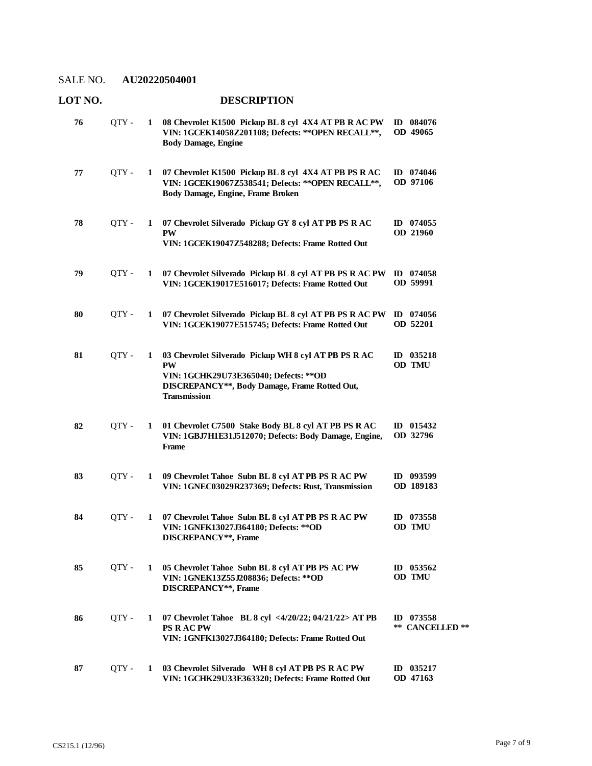SALE NO. **AU20220504001**

| LOT NO. | | | DESCRIPTION | |
|---|---|---|---|---|
| 76 | QTY - | 1 | **08 Chevrolet K1500 Pickup BL 8 cyl 4X4 AT PB R AC PW VIN: 1GCEK14058Z201108; Defects: **OPEN RECALL**, Body Damage, Engine** | **ID 084076 OD 49065** |
| 77 | QTY - | 1 | **07 Chevrolet K1500 Pickup BL 8 cyl 4X4 AT PB PS R AC VIN: 1GCEK19067Z538541; Defects: **OPEN RECALL**, Body Damage, Engine, Frame Broken** | **ID 074046 OD 97106** |
| 78 | QTY - | 1 | **07 Chevrolet Silverado Pickup GY 8 cyl AT PB PS R AC PW VIN: 1GCEK19047Z548288; Defects: Frame Rotted Out** | **ID 074055 OD 21960** |
| 79 | QTY - | 1 | **07 Chevrolet Silverado Pickup BL 8 cyl AT PB PS R AC PW VIN: 1GCEK19017E516017; Defects: Frame Rotted Out** | **ID 074058 OD 59991** |
| 80 | QTY - | 1 | **07 Chevrolet Silverado Pickup BL 8 cyl AT PB PS R AC PW VIN: 1GCEK19077E515745; Defects: Frame Rotted Out** | **ID 074056 OD 52201** |
| 81 | QTY - | 1 | **03 Chevrolet Silverado Pickup WH 8 cyl AT PB PS R AC PW VIN: 1GCHK29U73E365040; Defects: **OD DISCREPANCY**, Body Damage, Frame Rotted Out, Transmission** | **ID 035218 OD TMU** |
| 82 | QTY - | 1 | **01 Chevrolet C7500 Stake Body BL 8 cyl AT PB PS R AC VIN: 1GBJ7H1E31J512070; Defects: Body Damage, Engine, Frame** | **ID 015432 OD 32796** |
| 83 | QTY - | 1 | **09 Chevrolet Tahoe Subn BL 8 cyl AT PB PS R AC PW VIN: 1GNEC03029R237369; Defects: Rust, Transmission** | **ID 093599 OD 189183** |
| 84 | QTY - | 1 | **07 Chevrolet Tahoe Subn BL 8 cyl AT PB PS R AC PW VIN: 1GNFK13027J364180; Defects: **OD DISCREPANCY**, Frame** | **ID 073558 OD TMU** |
| 85 | QTY - | 1 | **05 Chevrolet Tahoe Subn BL 8 cyl AT PB PS AC PW VIN: 1GNEK13Z55J208836; Defects: **OD DISCREPANCY**, Frame** | **ID 053562 OD TMU** |
| 86 | QTY - | 1 | **07 Chevrolet Tahoe BL 8 cyl <4/20/22; 04/21/22> AT PB PS R AC PW VIN: 1GNFK13027J364180; Defects: Frame Rotted Out** | **ID 073558 ** CANCELLED **** |
| 87 | QTY - | 1 | **03 Chevrolet Silverado WH 8 cyl AT PB PS R AC PW VIN: 1GCHK29U33E363320; Defects: Frame Rotted Out** | **ID 035217 OD 47163** |

CS215.1 (12/96)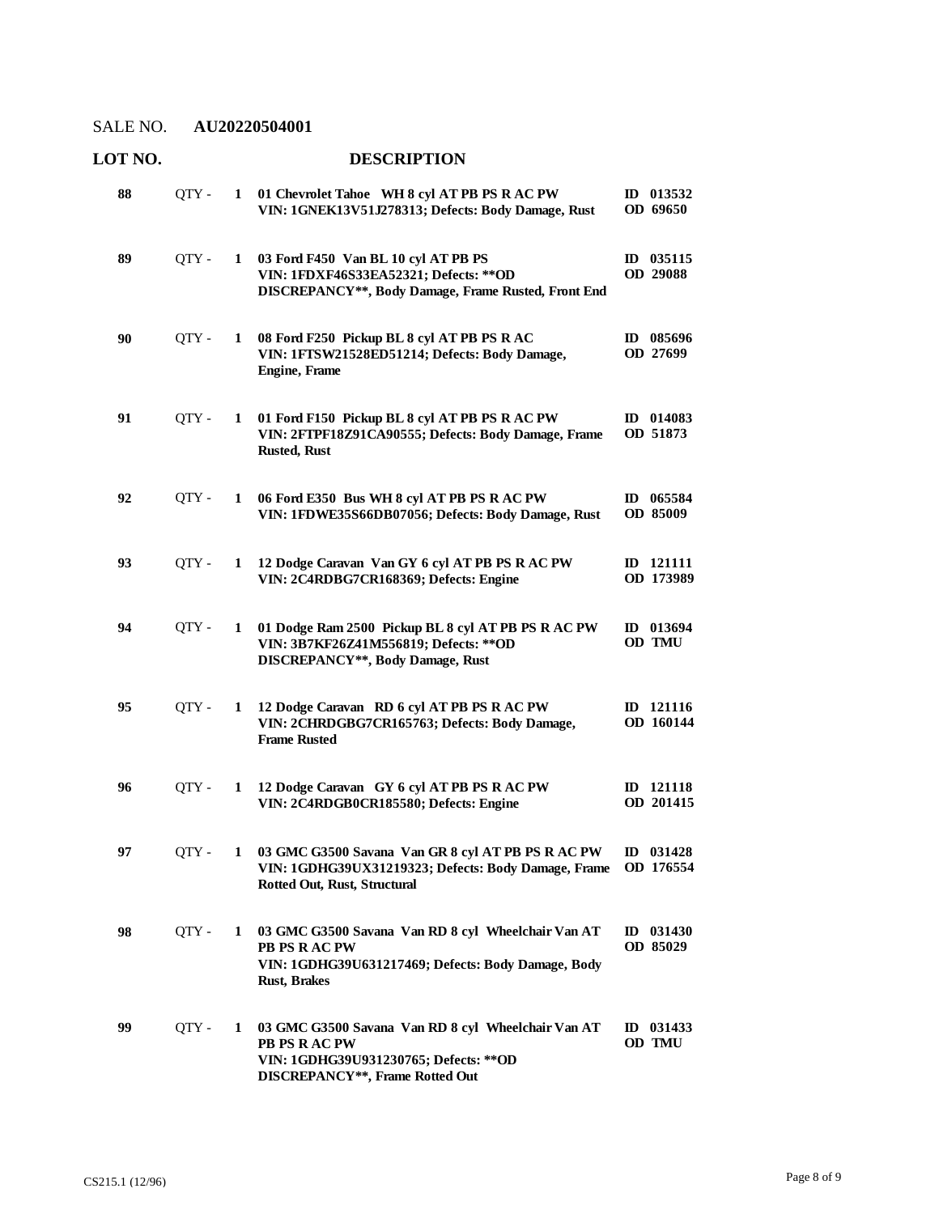SALE NO. **AU20220504001**

| LOT NO. | | | DESCRIPTION | |
|---|---|---|---|---|
| **88** | QTY - | **1** | **01 Chevrolet Tahoe WH 8 cyl AT PB PS R AC PW**<br>**VIN: 1GNEK13V51J278313; Defects: Body Damage, Rust** | **ID 013532**<br>**OD 69650** |
| **89** | QTY - | **1** | **03 Ford F450 Van BL 10 cyl AT PB PS**<br>**VIN: 1FDXF46S33EA52321; Defects: **OD DISCREPANCY**, Body Damage, Frame Rusted, Front End** | **ID 035115**<br>**OD 29088** |
| **90** | QTY - | **1** | **08 Ford F250 Pickup BL 8 cyl AT PB PS R AC**<br>**VIN: 1FTSW21528ED51214; Defects: Body Damage, Engine, Frame** | **ID 085696**<br>**OD 27699** |
| **91** | QTY - | **1** | **01 Ford F150 Pickup BL 8 cyl AT PB PS R AC PW**<br>**VIN: 2FTPF18Z91CA90555; Defects: Body Damage, Frame Rusted, Rust** | **ID 014083**<br>**OD 51873** |
| **92** | QTY - | **1** | **06 Ford E350 Bus WH 8 cyl AT PB PS R AC PW**<br>**VIN: 1FDWE35S66DB07056; Defects: Body Damage, Rust** | **ID 065584**<br>**OD 85009** |
| **93** | QTY - | **1** | **12 Dodge Caravan Van GY 6 cyl AT PB PS R AC PW**<br>**VIN: 2C4RDBG7CR168369; Defects: Engine** | **ID 121111**<br>**OD 173989** |
| **94** | QTY - | **1** | **01 Dodge Ram 2500 Pickup BL 8 cyl AT PB PS R AC PW**<br>**VIN: 3B7KF26Z41M556819; Defects: **OD DISCREPANCY**, Body Damage, Rust** | **ID 013694**<br>**OD TMU** |
| **95** | QTY - | **1** | **12 Dodge Caravan RD 6 cyl AT PB PS R AC PW**<br>**VIN: 2CHRDGBG7CR165763; Defects: Body Damage, Frame Rusted** | **ID 121116**<br>**OD 160144** |
| **96** | QTY - | **1** | **12 Dodge Caravan GY 6 cyl AT PB PS R AC PW**<br>**VIN: 2C4RDGB0CR185580; Defects: Engine** | **ID 121118**<br>**OD 201415** |
| **97** | QTY - | **1** | **03 GMC G3500 Savana Van GR 8 cyl AT PB PS R AC PW**<br>**VIN: 1GDHG39UX31219323; Defects: Body Damage, Frame Rotted Out, Rust, Structural** | **ID 031428**<br>**OD 176554** |
| **98** | QTY - | **1** | **03 GMC G3500 Savana Van RD 8 cyl Wheelchair Van AT PB PS R AC PW**<br>**VIN: 1GDHG39U631217469; Defects: Body Damage, Body Rust, Brakes** | **ID 031430**<br>**OD 85029** |
| **99** | QTY - | **1** | **03 GMC G3500 Savana Van RD 8 cyl Wheelchair Van AT PB PS R AC PW**<br>**VIN: 1GDHG39U931230765; Defects: **OD DISCREPANCY**, Frame Rotted Out** | **ID 031433**<br>**OD TMU** |

CS215.1 (12/96)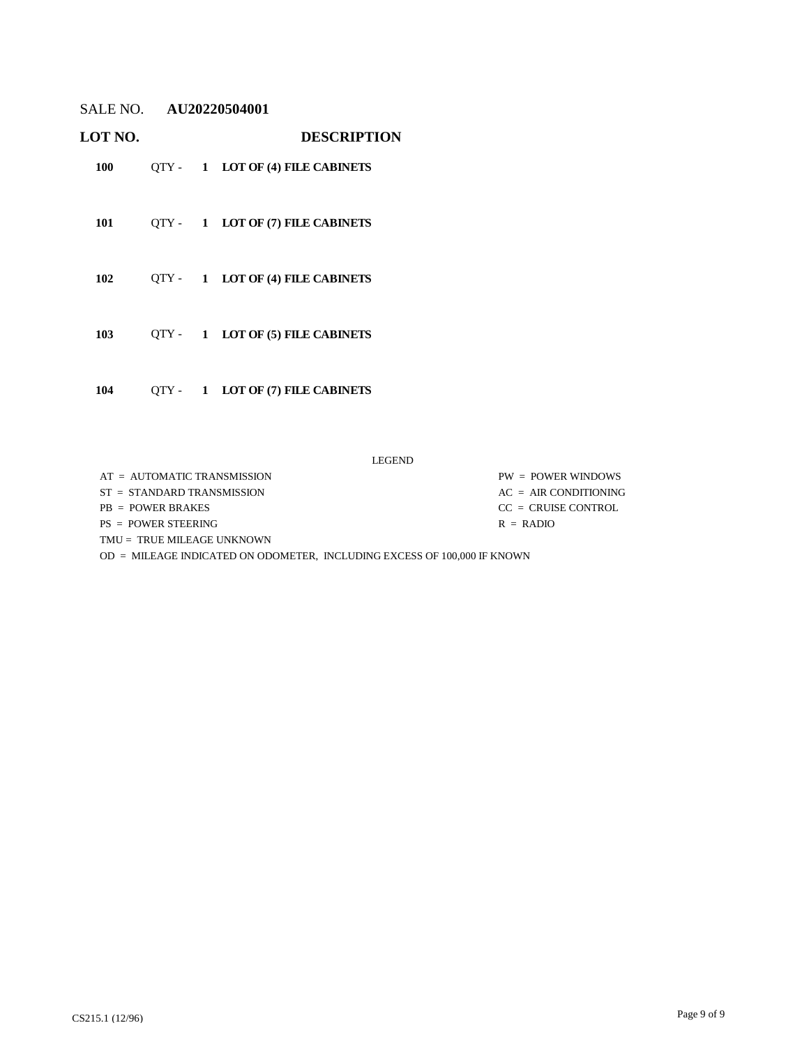SALE NO. **AU20220504001**

| LOT NO. | | | DESCRIPTION |
|---|---|---|---|
| **100** | QTY - | **1** | **LOT OF (4) FILE CABINETS** |
| **101** | QTY - | **1** | **LOT OF (7) FILE CABINETS** |
| **102** | QTY - | **1** | **LOT OF (4) FILE CABINETS** |
| **103** | QTY - | **1** | **LOT OF (5) FILE CABINETS** |
| **104** | QTY - | **1** | **LOT OF (7) FILE CABINETS** |

LEGEND

AT = AUTOMATIC TRANSMISSION
ST = STANDARD TRANSMISSION
PB = POWER BRAKES
PS = POWER STEERING
TMU = TRUE MILEAGE UNKNOWN
OD = MILEAGE INDICATED ON ODOMETER, INCLUDING EXCESS OF 100,000 IF KNOWN

PW = POWER WINDOWS
AC = AIR CONDITIONING
CC = CRUISE CONTROL
R = RADIO

CS215.1 (12/96)